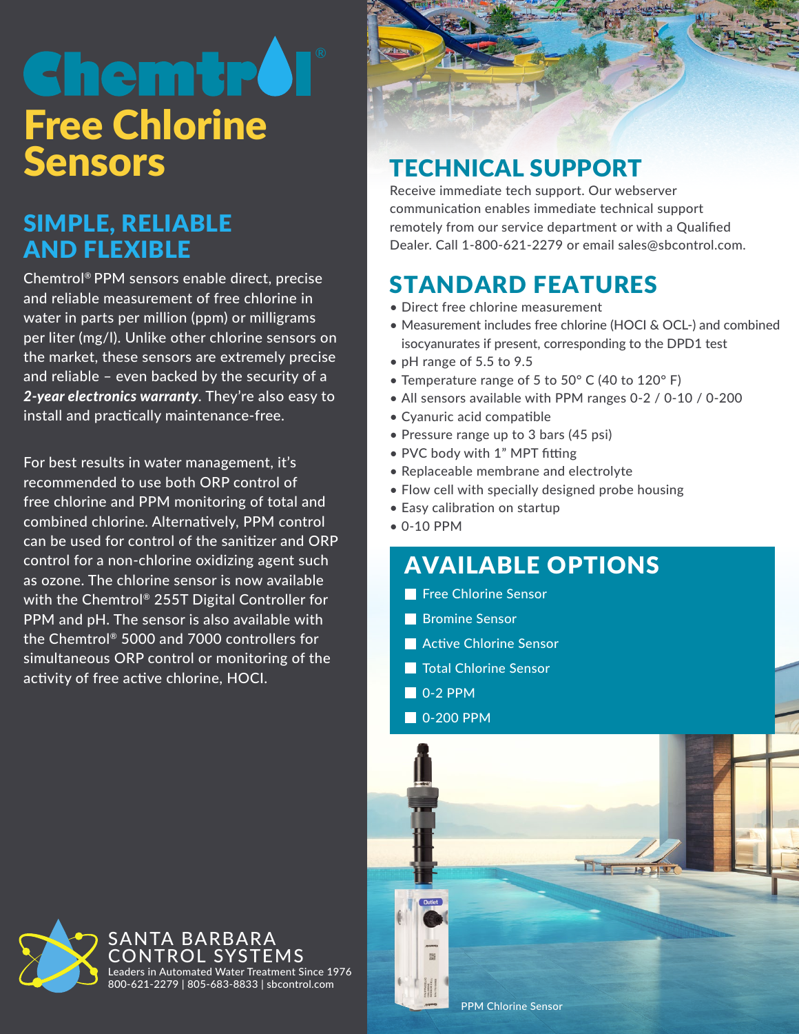# Chemtrol®

# Free Chlorine Sensors

## SIMPLE, RELIABLE AND FLEXIBLE

Chemtrol® PPM sensors enable direct, precise and reliable measurement of free chlorine in water in parts per million (ppm) or milligrams per liter (mg/l). Unlike other chlorine sensors on the market, these sensors are extremely precise and reliable – even backed by the security of a ***2-year electronics warranty***. They're also easy to install and practically maintenance-free.

For best results in water management, it's recommended to use both ORP control of free chlorine and PPM monitoring of total and combined chlorine. Alternatively, PPM control can be used for control of the sanitizer and ORP control for a non-chlorine oxidizing agent such as ozone. The chlorine sensor is now available with the Chemtrol® 255T Digital Controller for PPM and pH. The sensor is also available with the Chemtrol® 5000 and 7000 controllers for simultaneous ORP control or monitoring of the activity of free active chlorine, HOCl.

## TECHNICAL SUPPORT

Receive immediate tech support. Our webserver communication enables immediate technical support remotely from our service department or with a Qualified Dealer. Call 1-800-621-2279 or email sales@sbcontrol.com.

## STANDARD FEATURES

- Direct free chlorine measurement
- Measurement includes free chlorine (HOCl & OCL-) and combined isocyanurates if present, corresponding to the DPD1 test
- pH range of 5.5 to 9.5
- Temperature range of 5 to 50° C (40 to 120° F)
- All sensors available with PPM ranges 0-2 / 0-10 / 0-200
- Cyanuric acid compatible
- Pressure range up to 3 bars (45 psi)
- PVC body with 1" MPT fitting
- Replaceable membrane and electrolyte
- Flow cell with specially designed probe housing
- Easy calibration on startup
- 0-10 PPM

## AVAILABLE OPTIONS

- Free Chlorine Sensor
- Bromine Sensor
- Active Chlorine Sensor
- Total Chlorine Sensor
- 0-2 PPM
- 0-200 PPM

PPM Chlorine Sensor

SANTA BARBARA CONTROL SYSTEMS
Leaders in Automated Water Treatment Since 1976
800-621-2279 | 805-683-8833 | sbcontrol.com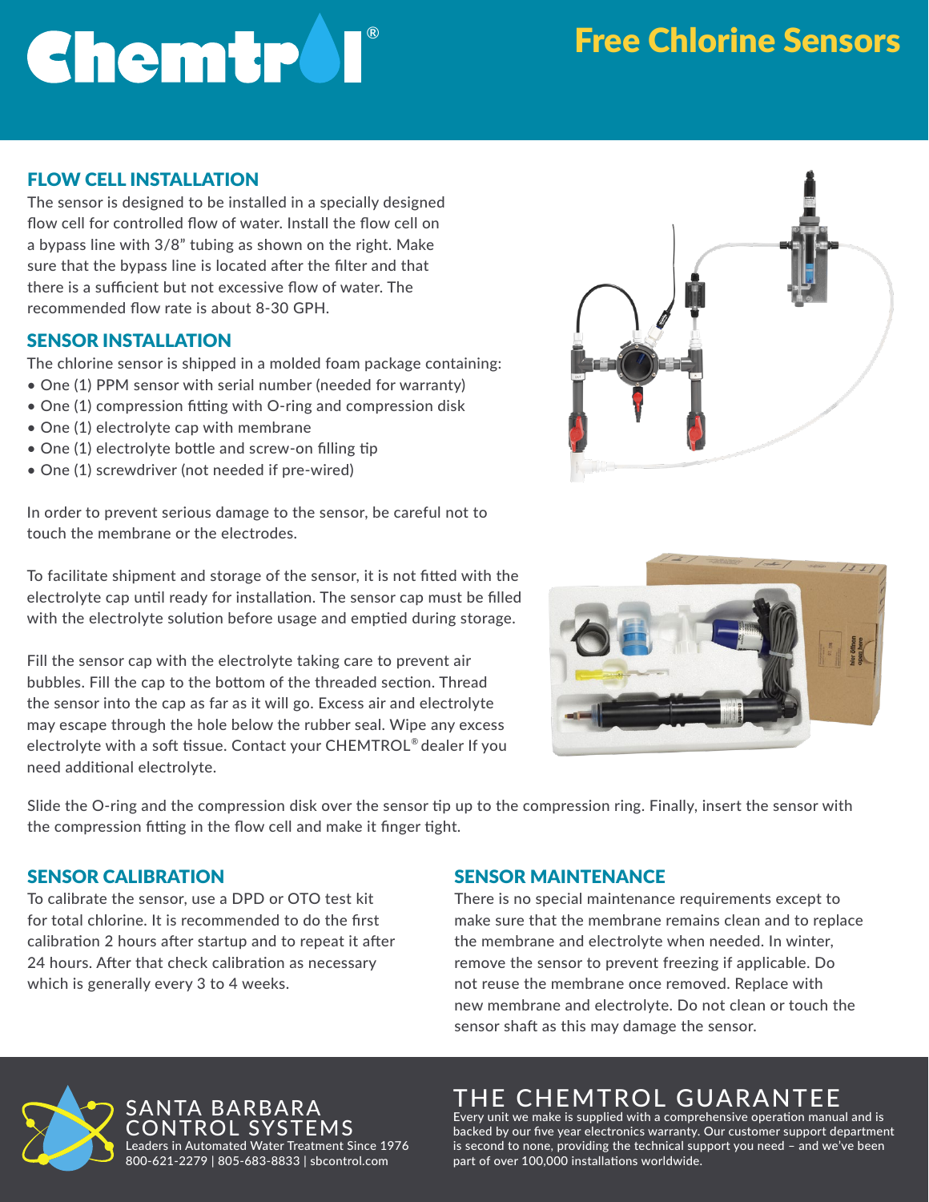# Chemtrol®

## Free Chlorine Sensors

### FLOW CELL INSTALLATION

The sensor is designed to be installed in a specially designed flow cell for controlled flow of water. Install the flow cell on a bypass line with 3/8" tubing as shown on the right. Make sure that the bypass line is located after the filter and that there is a sufficient but not excessive flow of water. The recommended flow rate is about 8-30 GPH.

### SENSOR INSTALLATION

The chlorine sensor is shipped in a molded foam package containing:

- One (1) PPM sensor with serial number (needed for warranty)
- One (1) compression fitting with O-ring and compression disk
- One (1) electrolyte cap with membrane
- One (1) electrolyte bottle and screw-on filling tip
- One (1) screwdriver (not needed if pre-wired)

In order to prevent serious damage to the sensor, be careful not to touch the membrane or the electrodes.

To facilitate shipment and storage of the sensor, it is not fitted with the electrolyte cap until ready for installation. The sensor cap must be filled with the electrolyte solution before usage and emptied during storage.

Fill the sensor cap with the electrolyte taking care to prevent air bubbles. Fill the cap to the bottom of the threaded section. Thread the sensor into the cap as far as it will go. Excess air and electrolyte may escape through the hole below the rubber seal. Wipe any excess electrolyte with a soft tissue. Contact your CHEMTROL® dealer If you need additional electrolyte.

Slide the O-ring and the compression disk over the sensor tip up to the compression ring. Finally, insert the sensor with the compression fitting in the flow cell and make it finger tight.

### SENSOR CALIBRATION

To calibrate the sensor, use a DPD or OTO test kit for total chlorine. It is recommended to do the first calibration 2 hours after startup and to repeat it after 24 hours. After that check calibration as necessary which is generally every 3 to 4 weeks.

### SENSOR MAINTENANCE

There is no special maintenance requirements except to make sure that the membrane remains clean and to replace the membrane and electrolyte when needed. In winter, remove the sensor to prevent freezing if applicable. Do not reuse the membrane once removed. Replace with new membrane and electrolyte. Do not clean or touch the sensor shaft as this may damage the sensor.

SANTA BARBARA CONTROL SYSTEMS
Leaders in Automated Water Treatment Since 1976
800-621-2279 | 805-683-8833 | sbcontrol.com

### THE CHEMTROL GUARANTEE

Every unit we make is supplied with a comprehensive operation manual and is backed by our five year electronics warranty. Our customer support department is second to none, providing the technical support you need – and we've been part of over 100,000 installations worldwide.